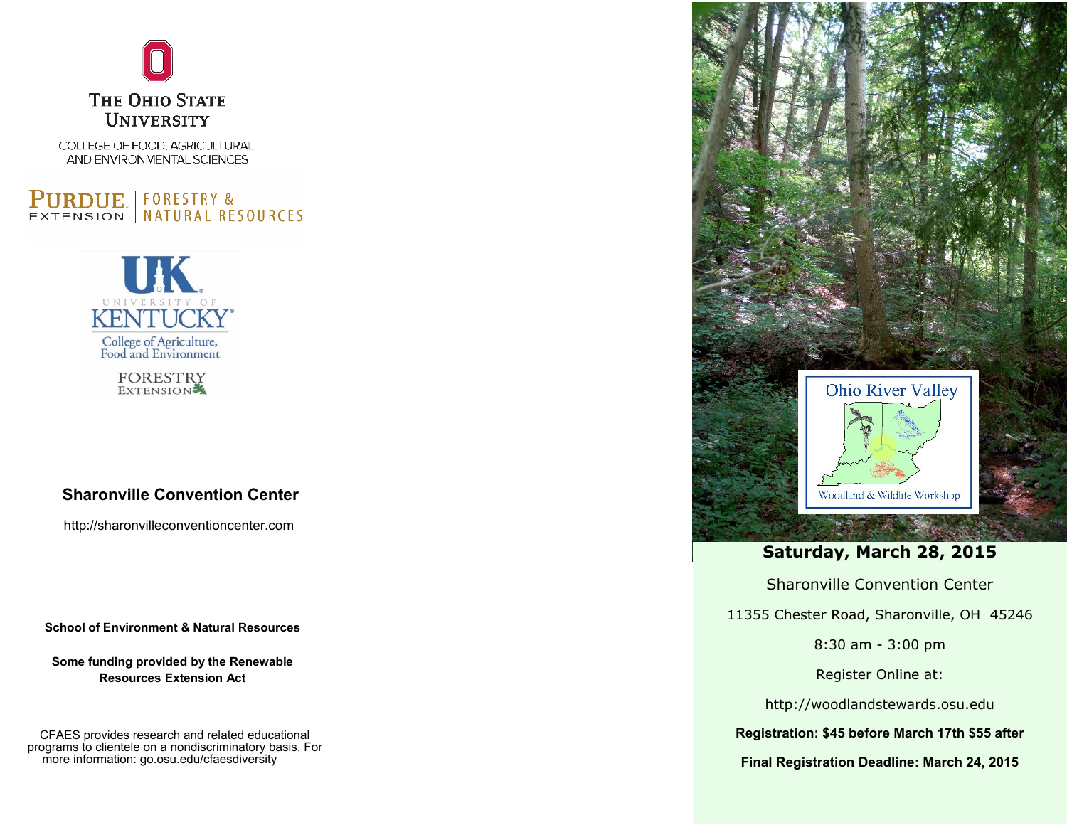THE OHIO STATE UNIVERSITY

COLLEGE OF FOOD, AGRICULTURAL, AND ENVIRONMENTAL SCIENCES

PURDUE EXTENSION | FORESTRY & NATURAL RESOURCES

UK UNIVERSITY OF KENTUCKY

College of Agriculture, Food and Environment

FORESTRY EXTENSION

## Sharonville Convention Center

http://sharonvilleconventioncenter.com

**School of Environment & Natural Resources**

**Some funding provided by the Renewable Resources Extension Act**

CFAES provides research and related educational programs to clientele on a nondiscriminatory basis. For more information: go.osu.edu/cfaesdiversity

# Ohio River Valley

Woodland & Wildlife Workshop

## Saturday, March 28, 2015

Sharonville Convention Center

11355 Chester Road, Sharonville, OH 45246

8:30 am - 3:00 pm

Register Online at:

http://woodlandstewards.osu.edu

**Registration: $45 before March 17th $55 after**

**Final Registration Deadline: March 24, 2015**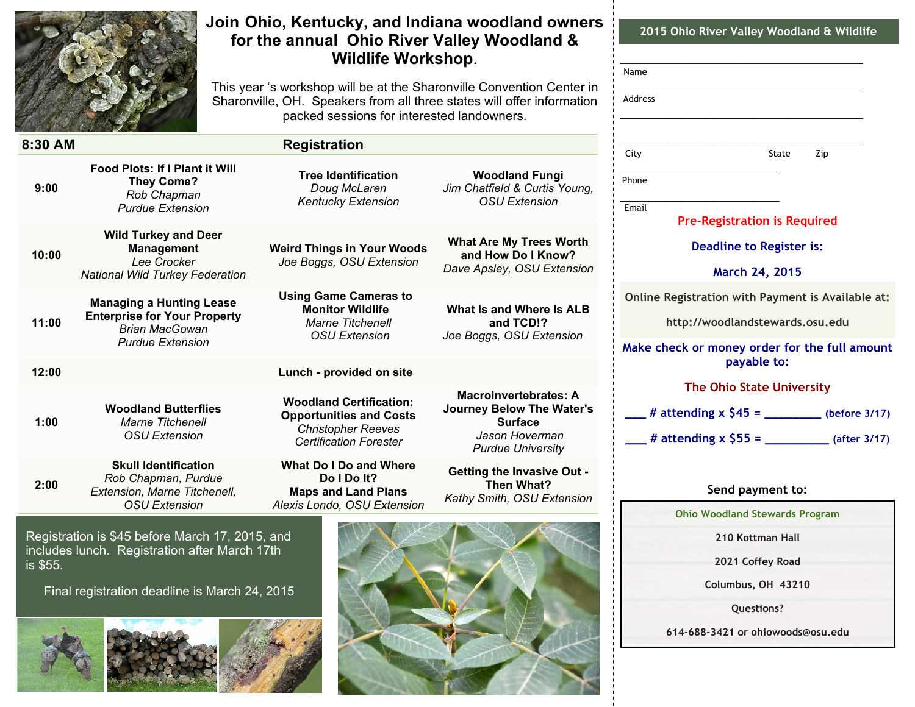# Join Ohio, Kentucky, and Indiana woodland owners for the annual Ohio River Valley Woodland & Wildlife Workshop.

This year 's workshop will be at the Sharonville Convention Center in Sharonville, OH. Speakers from all three states will offer information packed sessions for interested landowners.

| | | | |
|---|---|---|---|
| **8:30 AM** | | **Registration** | |
| **9:00** | **Food Plots: If I Plant it Will They Come?** *Rob Chapman* *Purdue Extension* | **Tree Identification** *Doug McLaren* *Kentucky Extension* | **Woodland Fungi** *Jim Chatfield & Curtis Young, OSU Extension* |
| **10:00** | **Wild Turkey and Deer Management** *Lee Crocker* *National Wild Turkey Federation* | **Weird Things in Your Woods** *Joe Boggs, OSU Extension* | **What Are My Trees Worth and How Do I Know?** *Dave Apsley, OSU Extension* |
| **11:00** | **Managing a Hunting Lease Enterprise for Your Property** *Brian MacGowan* *Purdue Extension* | **Using Game Cameras to Monitor Wildlife** *Marne Titchenell* *OSU Extension* | **What Is and Where Is ALB and TCD!?** *Joe Boggs, OSU Extension* |
| **12:00** | | **Lunch - provided on site** | |
| **1:00** | **Woodland Butterflies** *Marne Titchenell* *OSU Extension* | **Woodland Certification: Opportunities and Costs** *Christopher Reeves* *Certification Forester* | **Macroinvertebrates: A Journey Below The Water's Surface** *Jason Hoverman* *Purdue University* |
| **2:00** | **Skull Identification** *Rob Chapman, Purdue Extension, Marne Titchenell, OSU Extension* | **What Do I Do and Where Do I Do It? Maps and Land Plans** *Alexis Londo, OSU Extension* | **Getting the Invasive Out - Then What?** *Kathy Smith, OSU Extension* |

Registration is $45 before March 17, 2015, and includes lunch. Registration after March 17th is $55.

Final registration deadline is March 24, 2015

## 2015 Ohio River Valley Woodland & Wildlife

Name

Address

City State Zip

Phone

Email

**Pre-Registration is Required**

**Deadline to Register is:**

**March 24, 2015**

Online Registration with Payment is Available at:

http://woodlandstewards.osu.edu

Make check or money order for the full amount payable to:

**The Ohio State University**

___ # attending x $45 = ________ (before 3/17)

___ # attending x $55 = _________ (after 3/17)

**Send payment to:**

Ohio Woodland Stewards Program

210 Kottman Hall

2021 Coffey Road

Columbus, OH 43210

Questions?

614-688-3421 or ohiowoods@osu.edu